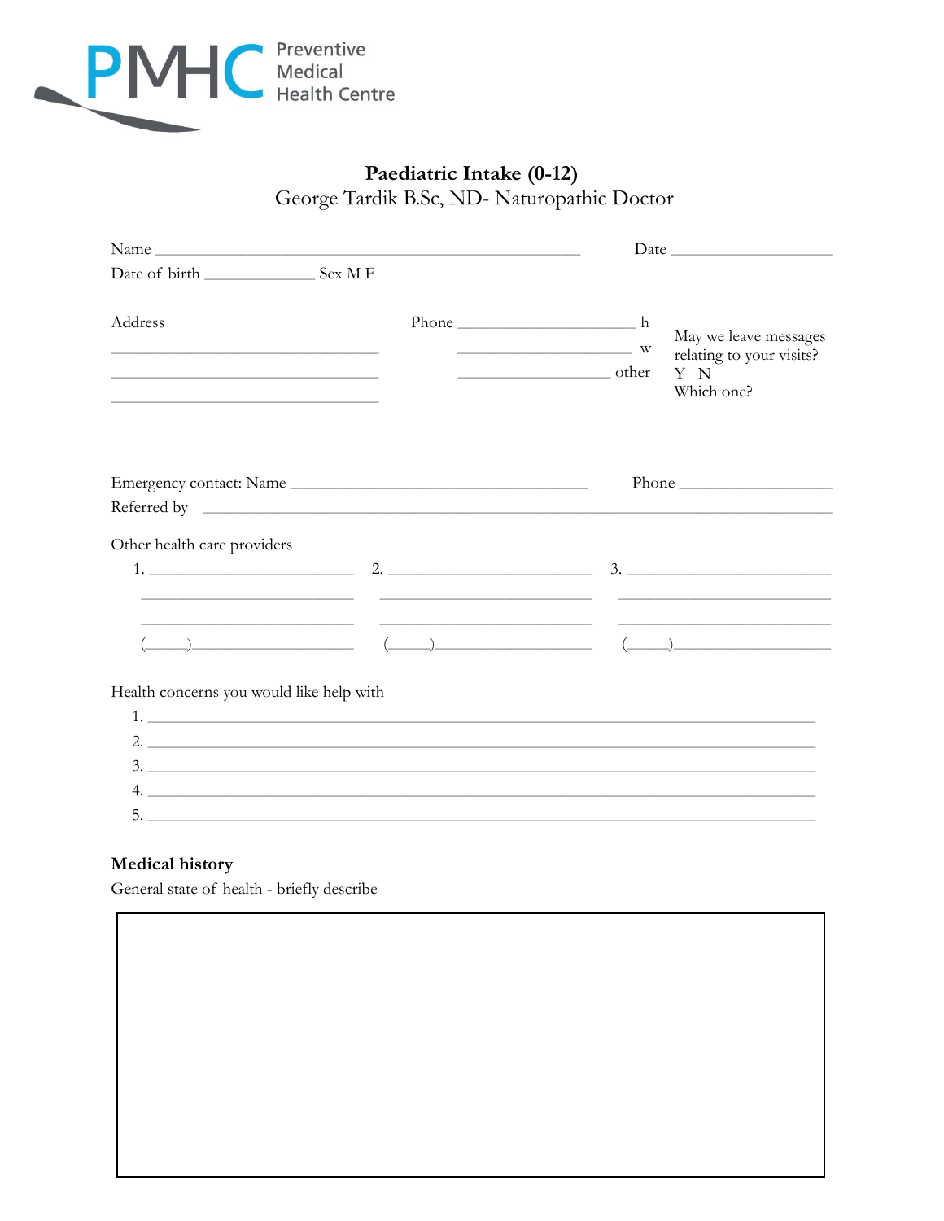PMHC Preventive Medical Health Centre

# Paediatric Intake (0-12)

George Tardik B.Sc, ND- Naturopathic Doctor

Name ______________________________________________ Date __________________

Date of birth ____________ Sex M F

Address

______________________________

______________________________

______________________________

Phone ___________________ h

___________________ w

_________________ other

May we leave messages relating to your visits?
Y N
Which one?

Emergency contact: Name ___________________________________ Phone _________________

Referred by ________________________________________________________________________

Other health care providers

1. ______________________ 2. ______________________ 3. ______________________

______________________ ______________________ ______________________

______________________ ______________________ ______________________

(_____)________________ (_____)________________ (_____)________________

Health concerns you would like help with

1. ________________________________________________________________________
2. ________________________________________________________________________
3. ________________________________________________________________________
4. ________________________________________________________________________
5. ________________________________________________________________________

## Medical history

General state of health - briefly describe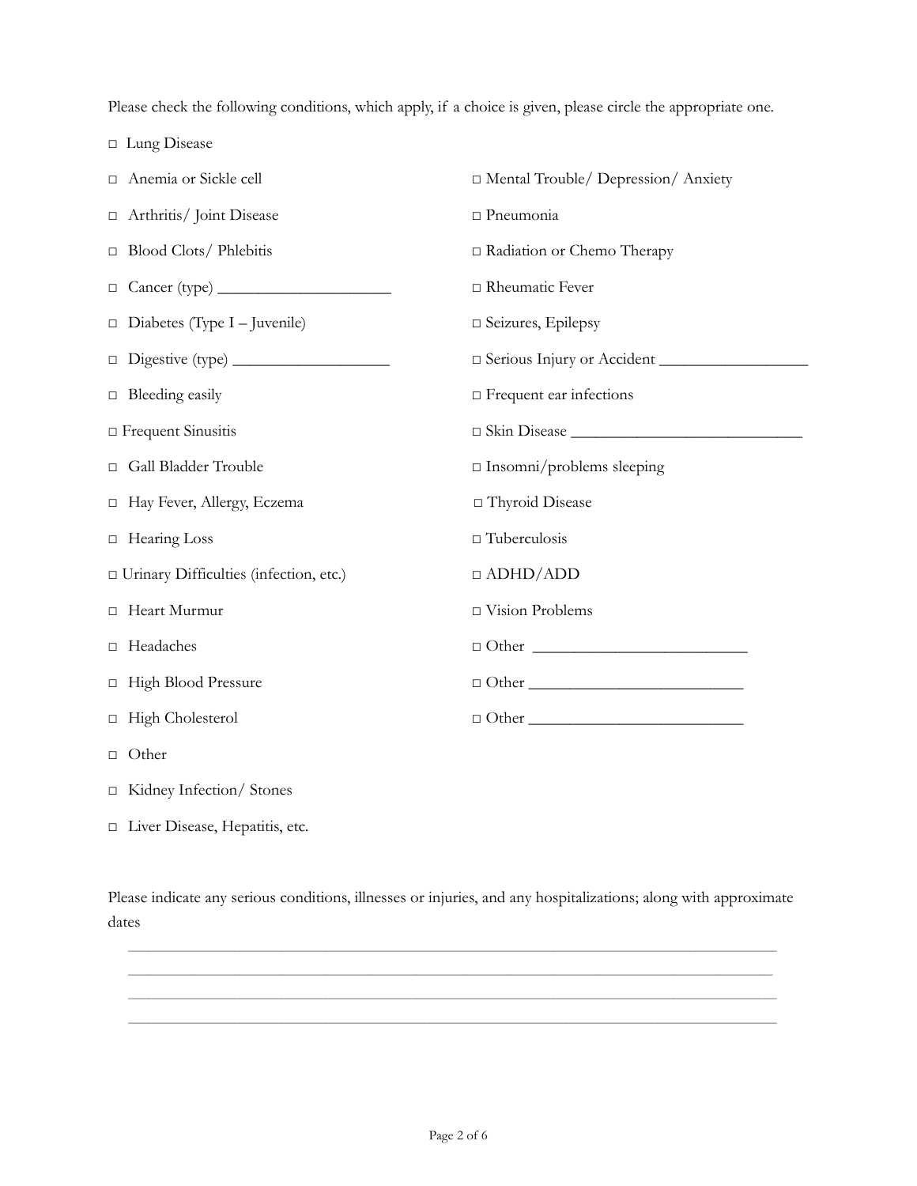Please check the following conditions, which apply, if a choice is given, please circle the appropriate one.

- □ Lung Disease
- □ Anemia or Sickle cell
- □ Arthritis/ Joint Disease
- □ Blood Clots/ Phlebitis
- □ Cancer (type) ____________________
- □ Diabetes (Type I – Juvenile)
- □ Digestive (type) __________________
- □ Bleeding easily
- □ Frequent Sinusitis
- □ Gall Bladder Trouble
- □ Hay Fever, Allergy, Eczema
- □ Hearing Loss
- □ Urinary Difficulties (infection, etc.)
- □ Heart Murmur
- □ Headaches
- □ High Blood Pressure
- □ High Cholesterol
- □ Other
- □ Kidney Infection/ Stones
- □ Liver Disease, Hepatitis, etc.
- □ Mental Trouble/ Depression/ Anxiety
- □ Pneumonia
- □ Radiation or Chemo Therapy
- □ Rheumatic Fever
- □ Seizures, Epilepsy
- □ Serious Injury or Accident _________________
- □ Frequent ear infections
- □ Skin Disease __________________________
- □ Insomni/problems sleeping
- □ Thyroid Disease
- □ Tuberculosis
- □ ADHD/ADD
- □ Vision Problems
- □ Other ________________________
- □ Other ________________________
- □ Other ________________________

Please indicate any serious conditions, illnesses or injuries, and any hospitalizations; along with approximate dates

___________________________________________________________________________

___________________________________________________________________________

___________________________________________________________________________

___________________________________________________________________________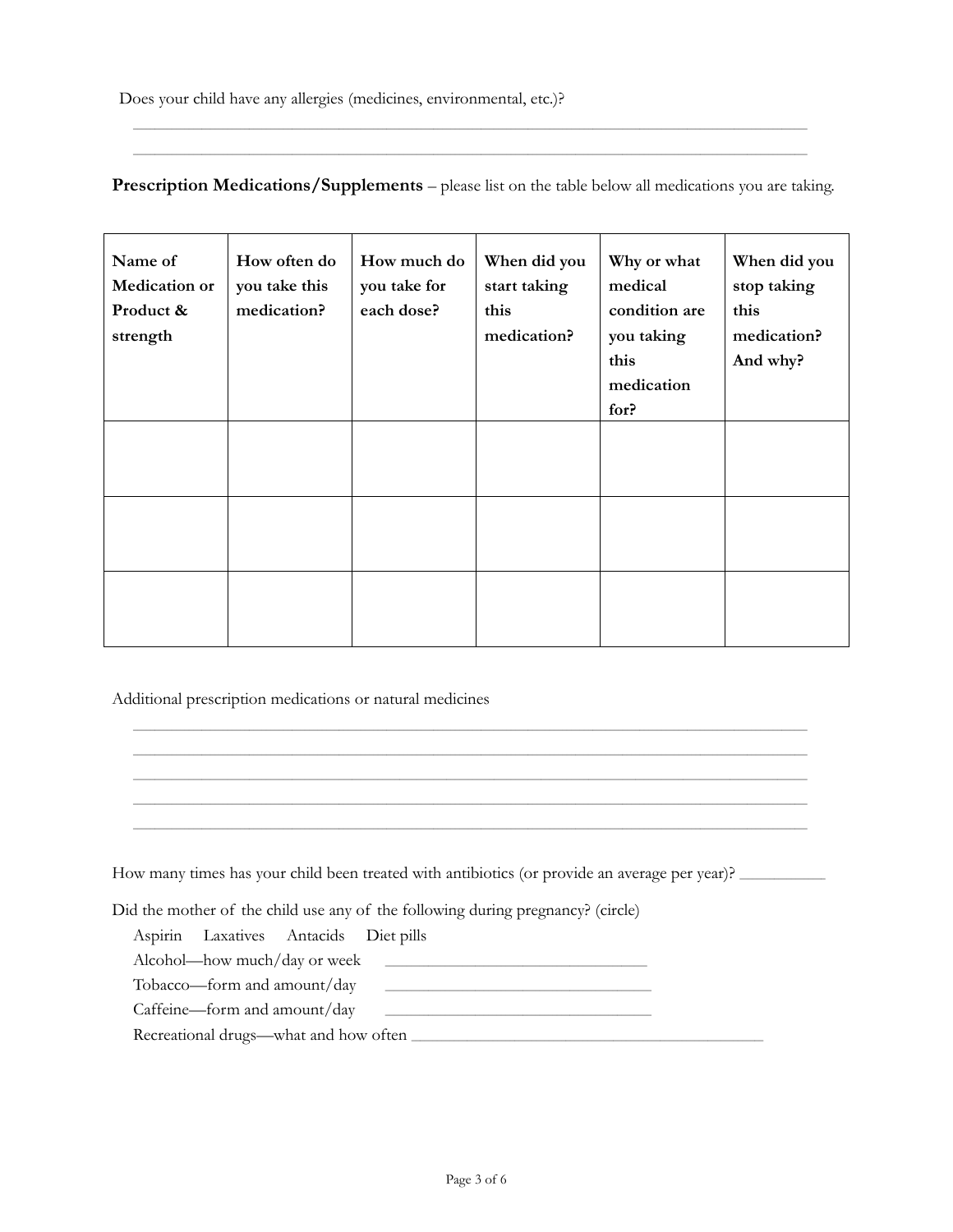Does your child have any allergies (medicines, environmental, etc.)?

______________________________________________________________________________

______________________________________________________________________________

**Prescription Medications/Supplements** – please list on the table below all medications you are taking.

| Name of Medication or Product & strength | How often do you take this medication? | How much do you take for each dose? | When did you start taking this medication? | Why or what medical condition are you taking this medication for? | When did you stop taking this medication? And why? |
|---|---|---|---|---|---|
| | | | | | |
| | | | | | |
| | | | | | |

Additional prescription medications or natural medicines

______________________________________________________________________________

______________________________________________________________________________

______________________________________________________________________________

______________________________________________________________________________

______________________________________________________________________________

How many times has your child been treated with antibiotics (or provide an average per year)? __________

Did the mother of the child use any of the following during pregnancy? (circle)

Aspirin Laxatives Antacids Diet pills

Alcohol—how much/day or week ______________________________

Tobacco—form and amount/day ______________________________

Caffeine—form and amount/day ______________________________

Recreational drugs—what and how often ________________________________________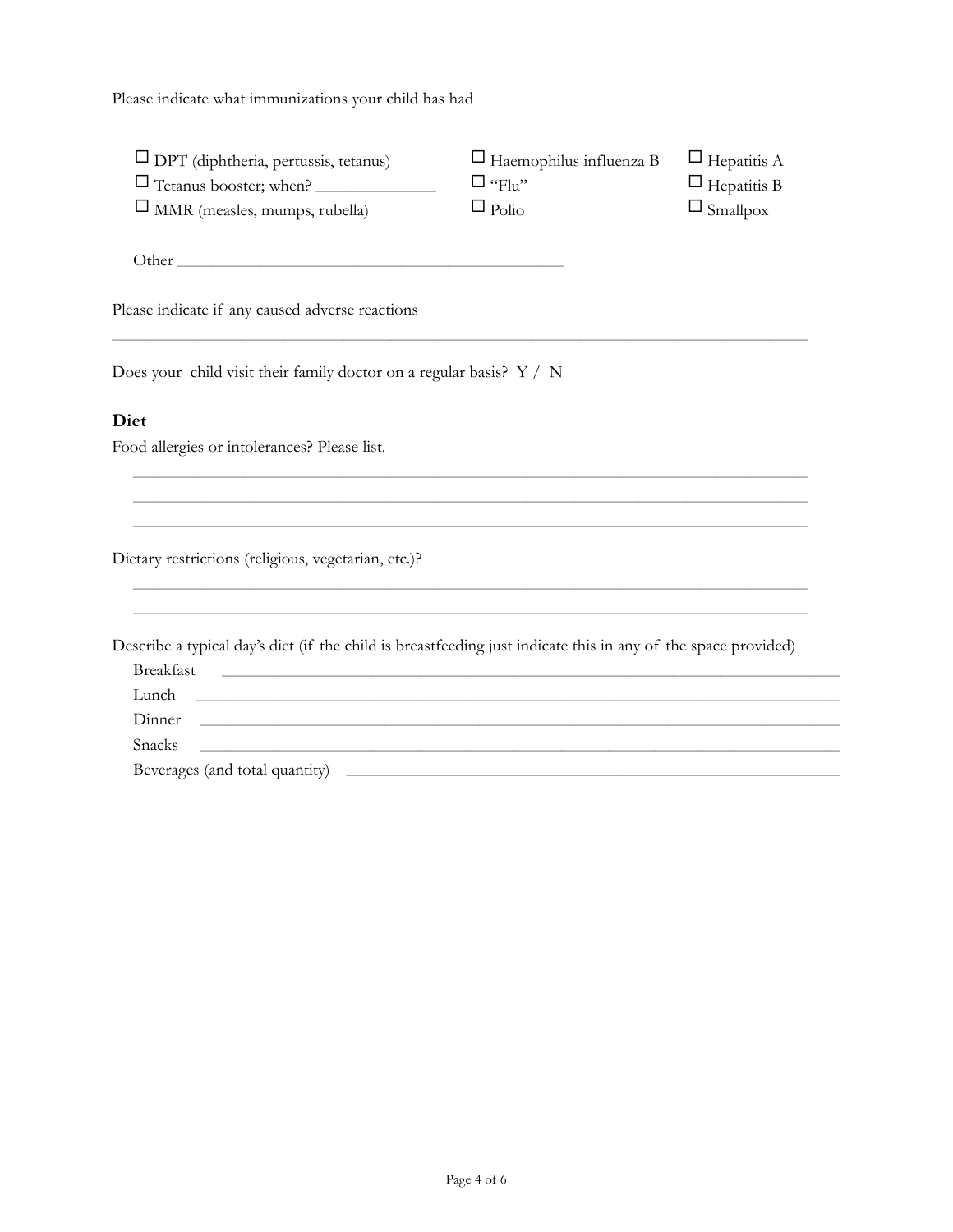Please indicate what immunizations your child has had

- ☐ DPT (diphtheria, pertussis, tetanus)
- ☐ Tetanus booster; when? _______________
- ☐ MMR (measles, mumps, rubella)
- ☐ Haemophilus influenza B
- ☐ "Flu"
- ☐ Polio
- ☐ Hepatitis A
- ☐ Hepatitis B
- ☐ Smallpox

Other _______________________________________________

Please indicate if any caused adverse reactions

_______________________________________________________________________________

Does your child visit their family doctor on a regular basis? Y / N

## Diet

Food allergies or intolerances? Please list.

_______________________________________________________________________________
_______________________________________________________________________________
_______________________________________________________________________________

Dietary restrictions (religious, vegetarian, etc.)?

_______________________________________________________________________________
_______________________________________________________________________________

Describe a typical day's diet (if the child is breastfeeding just indicate this in any of the space provided)

Breakfast _______________________________________________________________________

Lunch ___________________________________________________________________________

Dinner __________________________________________________________________________

Snacks __________________________________________________________________________

Beverages (and total quantity) __________________________________________________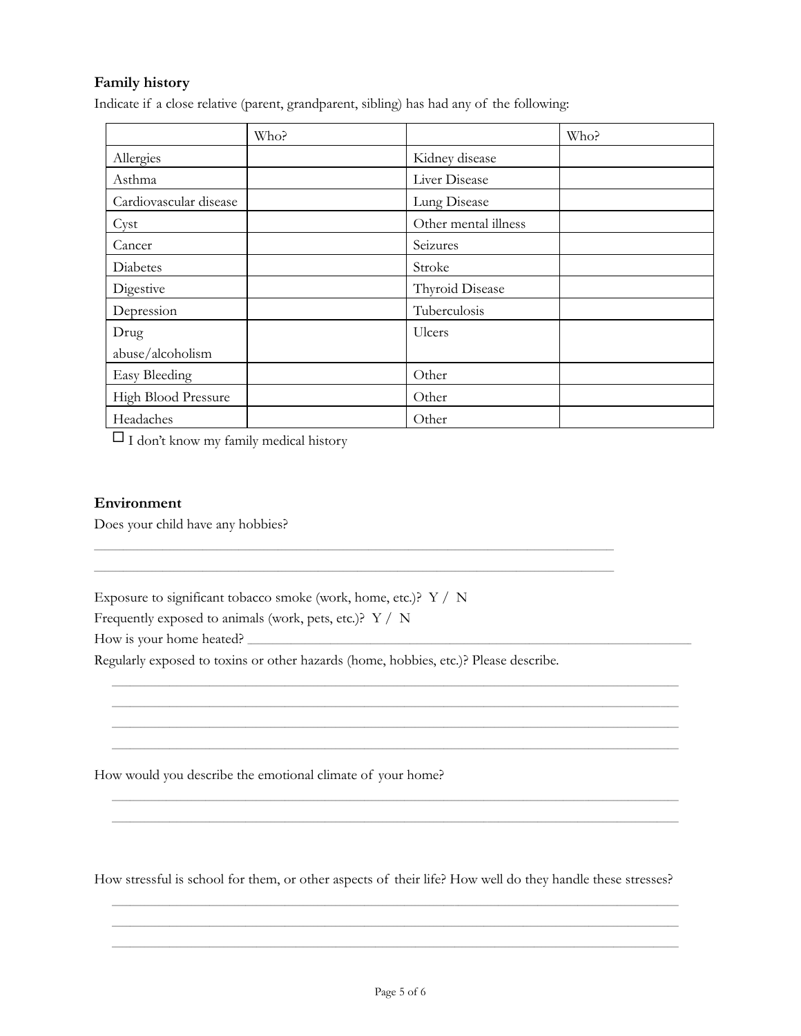### Family history

Indicate if a close relative (parent, grandparent, sibling) has had any of the following:

| | Who? | | Who? |
|---|---|---|---|
| Allergies | | Kidney disease | |
| Asthma | | Liver Disease | |
| Cardiovascular disease | | Lung Disease | |
| Cyst | | Other mental illness | |
| Cancer | | Seizures | |
| Diabetes | | Stroke | |
| Digestive | | Thyroid Disease | |
| Depression | | Tuberculosis | |
| Drug abuse/alcoholism | | Ulcers | |
| Easy Bleeding | | Other | |
| High Blood Pressure | | Other | |
| Headaches | | Other | |

☐ I don't know my family medical history

### Environment

Does your child have any hobbies?

______________________________________________________________________________

______________________________________________________________________________

Exposure to significant tobacco smoke (work, home, etc.)? Y / N

Frequently exposed to animals (work, pets, etc.)? Y / N

How is your home heated? ______________________________________________________________

Regularly exposed to toxins or other hazards (home, hobbies, etc.)? Please describe.

______________________________________________________________________________

______________________________________________________________________________

______________________________________________________________________________

______________________________________________________________________________

How would you describe the emotional climate of your home?

______________________________________________________________________________

______________________________________________________________________________

How stressful is school for them, or other aspects of their life? How well do they handle these stresses?

______________________________________________________________________________

______________________________________________________________________________

______________________________________________________________________________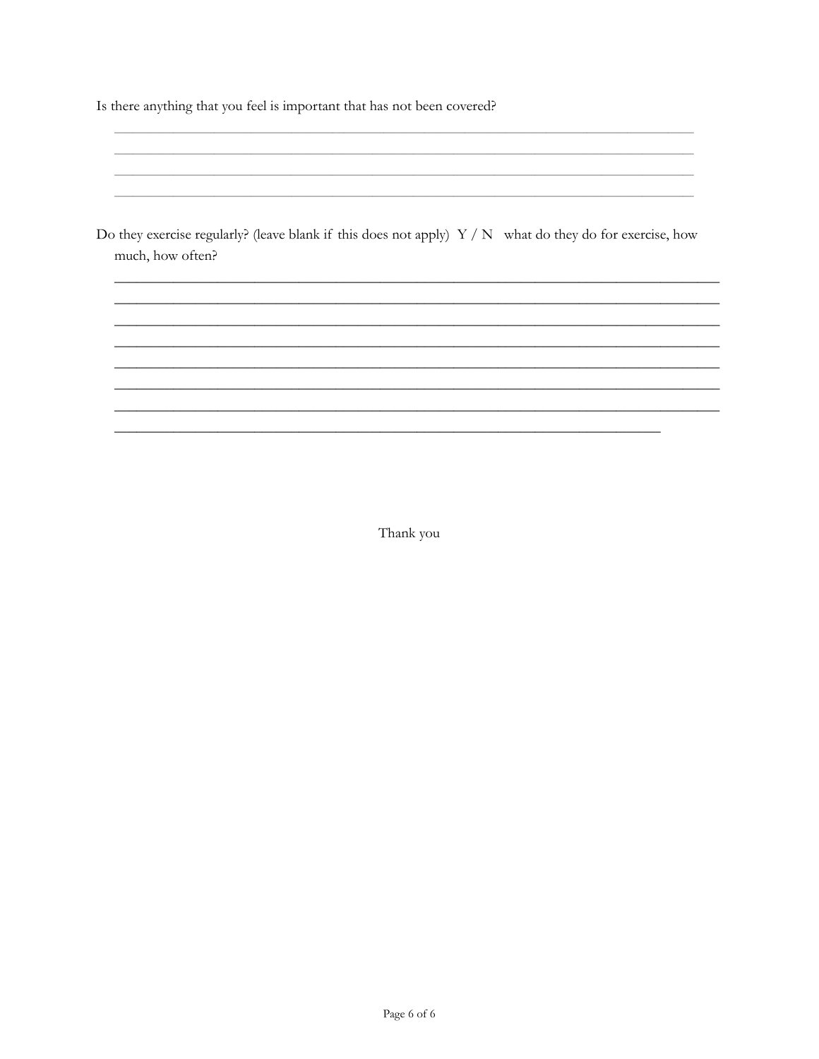Is there anything that you feel is important that has not been covered?

______________________________________________________________________________
______________________________________________________________________________
______________________________________________________________________________
______________________________________________________________________________

Do they exercise regularly? (leave blank if this does not apply) Y / N what do they do for exercise, how much, how often?

______________________________________________________________________________
______________________________________________________________________________
______________________________________________________________________________
______________________________________________________________________________
______________________________________________________________________________
______________________________________________________________________________
______________________________________________________________________________
__________________________________________________________________________

Thank you